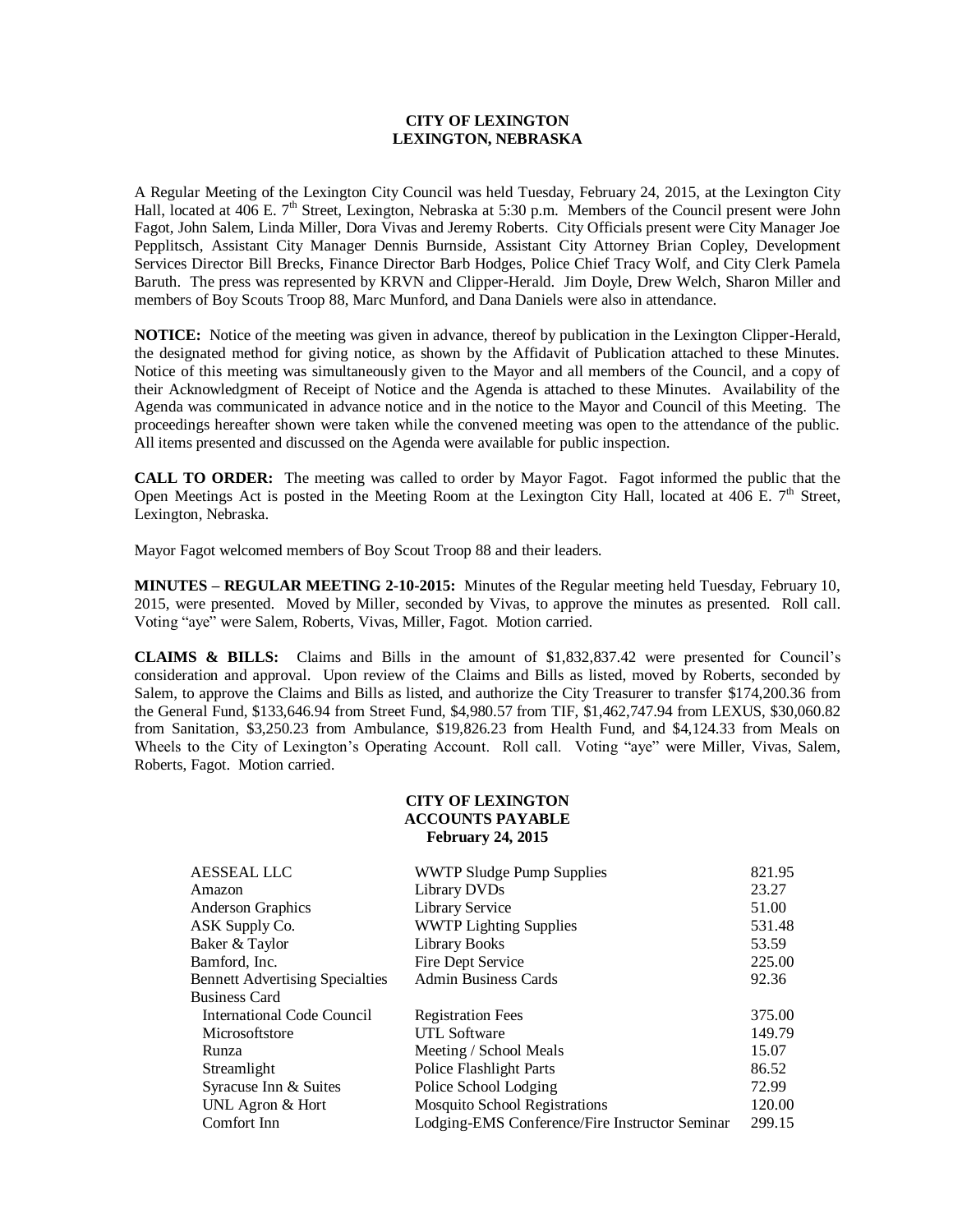**CITY OF LEXINGTON**
**LEXINGTON, NEBRASKA**

A Regular Meeting of the Lexington City Council was held Tuesday, February 24, 2015, at the Lexington City Hall, located at 406 E. 7th Street, Lexington, Nebraska at 5:30 p.m. Members of the Council present were John Fagot, John Salem, Linda Miller, Dora Vivas and Jeremy Roberts. City Officials present were City Manager Joe Pepplitsch, Assistant City Manager Dennis Burnside, Assistant City Attorney Brian Copley, Development Services Director Bill Brecks, Finance Director Barb Hodges, Police Chief Tracy Wolf, and City Clerk Pamela Baruth. The press was represented by KRVN and Clipper-Herald. Jim Doyle, Drew Welch, Sharon Miller and members of Boy Scouts Troop 88, Marc Munford, and Dana Daniels were also in attendance.

**NOTICE:** Notice of the meeting was given in advance, thereof by publication in the Lexington Clipper-Herald, the designated method for giving notice, as shown by the Affidavit of Publication attached to these Minutes. Notice of this meeting was simultaneously given to the Mayor and all members of the Council, and a copy of their Acknowledgment of Receipt of Notice and the Agenda is attached to these Minutes. Availability of the Agenda was communicated in advance notice and in the notice to the Mayor and Council of this Meeting. The proceedings hereafter shown were taken while the convened meeting was open to the attendance of the public. All items presented and discussed on the Agenda were available for public inspection.

**CALL TO ORDER:** The meeting was called to order by Mayor Fagot. Fagot informed the public that the Open Meetings Act is posted in the Meeting Room at the Lexington City Hall, located at 406 E. 7th Street, Lexington, Nebraska.

Mayor Fagot welcomed members of Boy Scout Troop 88 and their leaders.

**MINUTES – REGULAR MEETING 2-10-2015:** Minutes of the Regular meeting held Tuesday, February 10, 2015, were presented. Moved by Miller, seconded by Vivas, to approve the minutes as presented. Roll call. Voting "aye" were Salem, Roberts, Vivas, Miller, Fagot. Motion carried.

**CLAIMS & BILLS:** Claims and Bills in the amount of $1,832,837.42 were presented for Council's consideration and approval. Upon review of the Claims and Bills as listed, moved by Roberts, seconded by Salem, to approve the Claims and Bills as listed, and authorize the City Treasurer to transfer $174,200.36 from the General Fund, $133,646.94 from Street Fund, $4,980.57 from TIF, $1,462,747.94 from LEXUS, $30,060.82 from Sanitation, $3,250.23 from Ambulance, $19,826.23 from Health Fund, and $4,124.33 from Meals on Wheels to the City of Lexington's Operating Account. Roll call. Voting "aye" were Miller, Vivas, Salem, Roberts, Fagot. Motion carried.

**CITY OF LEXINGTON**
**ACCOUNTS PAYABLE**
**February 24, 2015**

| | | |
|---|---|---|
| AESSEAL LLC | WWTP Sludge Pump Supplies | 821.95 |
| Amazon | Library DVDs | 23.27 |
| Anderson Graphics | Library Service | 51.00 |
| ASK Supply Co. | WWTP Lighting Supplies | 531.48 |
| Baker & Taylor | Library Books | 53.59 |
| Bamford, Inc. | Fire Dept Service | 225.00 |
| Bennett Advertising Specialties | Admin Business Cards | 92.36 |
| Business Card | | |
| International Code Council | Registration Fees | 375.00 |
| Microsoftstore | UTL Software | 149.79 |
| Runza | Meeting / School Meals | 15.07 |
| Streamlight | Police Flashlight Parts | 86.52 |
| Syracuse Inn & Suites | Police School Lodging | 72.99 |
| UNL Agron & Hort | Mosquito School Registrations | 120.00 |
| Comfort Inn | Lodging-EMS Conference/Fire Instructor Seminar | 299.15 |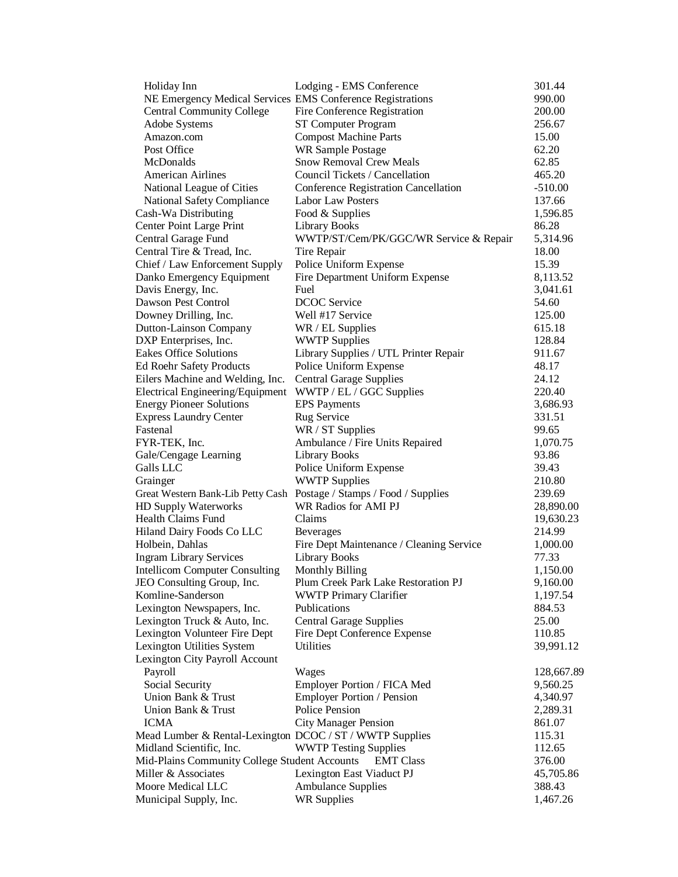| | | |
|---|---|---|
| Holiday Inn | Lodging - EMS Conference | 301.44 |
| NE Emergency Medical Services | EMS Conference Registrations | 990.00 |
| Central Community College | Fire Conference Registration | 200.00 |
| Adobe Systems | ST Computer Program | 256.67 |
| Amazon.com | Compost Machine Parts | 15.00 |
| Post Office | WR Sample Postage | 62.20 |
| McDonalds | Snow Removal Crew Meals | 62.85 |
| American Airlines | Council Tickets / Cancellation | 465.20 |
| National League of Cities | Conference Registration Cancellation | -510.00 |
| National Safety Compliance | Labor Law Posters | 137.66 |
| Cash-Wa Distributing | Food & Supplies | 1,596.85 |
| Center Point Large Print | Library Books | 86.28 |
| Central Garage Fund | WWTP/ST/Cem/PK/GGC/WR Service & Repair | 5,314.96 |
| Central Tire & Tread, Inc. | Tire Repair | 18.00 |
| Chief / Law Enforcement Supply | Police Uniform Expense | 15.39 |
| Danko Emergency Equipment | Fire Department Uniform Expense | 8,113.52 |
| Davis Energy, Inc. | Fuel | 3,041.61 |
| Dawson Pest Control | DCOC Service | 54.60 |
| Downey Drilling, Inc. | Well #17 Service | 125.00 |
| Dutton-Lainson Company | WR / EL Supplies | 615.18 |
| DXP Enterprises, Inc. | WWTP Supplies | 128.84 |
| Eakes Office Solutions | Library Supplies / UTL Printer Repair | 911.67 |
| Ed Roehr Safety Products | Police Uniform Expense | 48.17 |
| Eilers Machine and Welding, Inc. | Central Garage Supplies | 24.12 |
| Electrical Engineering/Equipment | WWTP / EL / GGC Supplies | 220.40 |
| Energy Pioneer Solutions | EPS Payments | 3,686.93 |
| Express Laundry Center | Rug Service | 331.51 |
| Fastenal | WR / ST Supplies | 99.65 |
| FYR-TEK, Inc. | Ambulance / Fire Units Repaired | 1,070.75 |
| Gale/Cengage Learning | Library Books | 93.86 |
| Galls LLC | Police Uniform Expense | 39.43 |
| Grainger | WWTP Supplies | 210.80 |
| Great Western Bank-Lib Petty Cash | Postage / Stamps / Food / Supplies | 239.69 |
| HD Supply Waterworks | WR Radios for AMI PJ | 28,890.00 |
| Health Claims Fund | Claims | 19,630.23 |
| Hiland Dairy Foods Co LLC | Beverages | 214.99 |
| Holbein, Dahlas | Fire Dept Maintenance / Cleaning Service | 1,000.00 |
| Ingram Library Services | Library Books | 77.33 |
| Intellicom Computer Consulting | Monthly Billing | 1,150.00 |
| JEO Consulting Group, Inc. | Plum Creek Park Lake Restoration PJ | 9,160.00 |
| Komline-Sanderson | WWTP Primary Clarifier | 1,197.54 |
| Lexington Newspapers, Inc. | Publications | 884.53 |
| Lexington Truck & Auto, Inc. | Central Garage Supplies | 25.00 |
| Lexington Volunteer Fire Dept | Fire Dept Conference Expense | 110.85 |
| Lexington Utilities System | Utilities | 39,991.12 |
| Lexington City Payroll Account | | |
| Payroll | Wages | 128,667.89 |
| Social Security | Employer Portion / FICA Med | 9,560.25 |
| Union Bank & Trust | Employer Portion / Pension | 4,340.97 |
| Union Bank & Trust | Police Pension | 2,289.31 |
| ICMA | City Manager Pension | 861.07 |
| Mead Lumber & Rental-Lexington | DCOC / ST / WWTP Supplies | 115.31 |
| Midland Scientific, Inc. | WWTP Testing Supplies | 112.65 |
| Mid-Plains Community College Student Accounts | EMT Class | 376.00 |
| Miller & Associates | Lexington East Viaduct PJ | 45,705.86 |
| Moore Medical LLC | Ambulance Supplies | 388.43 |
| Municipal Supply, Inc. | WR Supplies | 1,467.26 |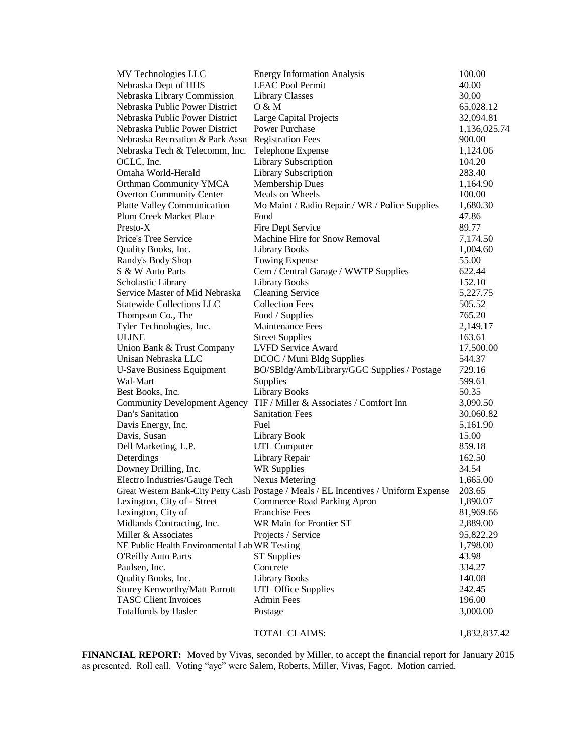| | | |
|---|---|---|
| MV Technologies LLC | Energy Information Analysis | 100.00 |
| Nebraska Dept of HHS | LFAC Pool Permit | 40.00 |
| Nebraska Library Commission | Library Classes | 30.00 |
| Nebraska Public Power District | O & M | 65,028.12 |
| Nebraska Public Power District | Large Capital Projects | 32,094.81 |
| Nebraska Public Power District | Power Purchase | 1,136,025.74 |
| Nebraska Recreation & Park Assn | Registration Fees | 900.00 |
| Nebraska Tech & Telecomm, Inc. | Telephone Expense | 1,124.06 |
| OCLC, Inc. | Library Subscription | 104.20 |
| Omaha World-Herald | Library Subscription | 283.40 |
| Orthman Community YMCA | Membership Dues | 1,164.90 |
| Overton Community Center | Meals on Wheels | 100.00 |
| Platte Valley Communication | Mo Maint / Radio Repair / WR / Police Supplies | 1,680.30 |
| Plum Creek Market Place | Food | 47.86 |
| Presto-X | Fire Dept Service | 89.77 |
| Price's Tree Service | Machine Hire for Snow Removal | 7,174.50 |
| Quality Books, Inc. | Library Books | 1,004.60 |
| Randy's Body Shop | Towing Expense | 55.00 |
| S & W Auto Parts | Cem / Central Garage / WWTP Supplies | 622.44 |
| Scholastic Library | Library Books | 152.10 |
| Service Master of Mid Nebraska | Cleaning Service | 5,227.75 |
| Statewide Collections LLC | Collection Fees | 505.52 |
| Thompson Co., The | Food / Supplies | 765.20 |
| Tyler Technologies, Inc. | Maintenance Fees | 2,149.17 |
| ULINE | Street Supplies | 163.61 |
| Union Bank & Trust Company | LVFD Service Award | 17,500.00 |
| Unisan Nebraska LLC | DCOC / Muni Bldg Supplies | 544.37 |
| U-Save Business Equipment | BO/SBldg/Amb/Library/GGC Supplies / Postage | 729.16 |
| Wal-Mart | Supplies | 599.61 |
| Best Books, Inc. | Library Books | 50.35 |
| Community Development Agency | TIF / Miller & Associates / Comfort Inn | 3,090.50 |
| Dan's Sanitation | Sanitation Fees | 30,060.82 |
| Davis Energy, Inc. | Fuel | 5,161.90 |
| Davis, Susan | Library Book | 15.00 |
| Dell Marketing, L.P. | UTL Computer | 859.18 |
| Deterdings | Library Repair | 162.50 |
| Downey Drilling, Inc. | WR Supplies | 34.54 |
| Electro Industries/Gauge Tech | Nexus Metering | 1,665.00 |
| Great Western Bank-City Petty Cash | Postage / Meals / EL Incentives / Uniform Expense | 203.65 |
| Lexington, City of - Street | Commerce Road Parking Apron | 1,890.07 |
| Lexington, City of | Franchise Fees | 81,969.66 |
| Midlands Contracting, Inc. | WR Main for Frontier ST | 2,889.00 |
| Miller & Associates | Projects / Service | 95,822.29 |
| NE Public Health Environmental Lab | WR Testing | 1,798.00 |
| O'Reilly Auto Parts | ST Supplies | 43.98 |
| Paulsen, Inc. | Concrete | 334.27 |
| Quality Books, Inc. | Library Books | 140.08 |
| Storey Kenworthy/Matt Parrott | UTL Office Supplies | 242.45 |
| TASC Client Invoices | Admin Fees | 196.00 |
| Totalfunds by Hasler | Postage | 3,000.00 |
| | TOTAL CLAIMS: | 1,832,837.42 |

**FINANCIAL REPORT:** Moved by Vivas, seconded by Miller, to accept the financial report for January 2015 as presented. Roll call. Voting "aye" were Salem, Roberts, Miller, Vivas, Fagot. Motion carried.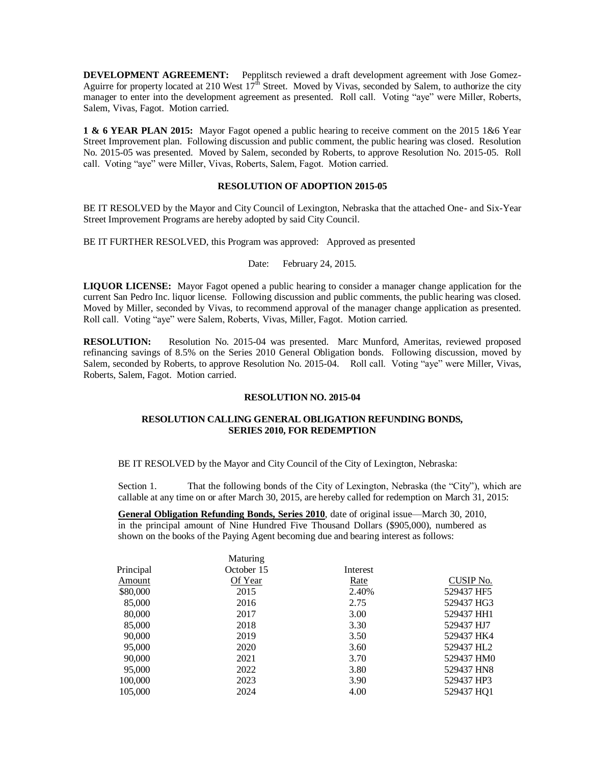**DEVELOPMENT AGREEMENT:** Pepplitsch reviewed a draft development agreement with Jose Gomez-Aguirre for property located at 210 West 17th Street. Moved by Vivas, seconded by Salem, to authorize the city manager to enter into the development agreement as presented. Roll call. Voting "aye" were Miller, Roberts, Salem, Vivas, Fagot. Motion carried.

**1 & 6 YEAR PLAN 2015:** Mayor Fagot opened a public hearing to receive comment on the 2015 1&6 Year Street Improvement plan. Following discussion and public comment, the public hearing was closed. Resolution No. 2015-05 was presented. Moved by Salem, seconded by Roberts, to approve Resolution No. 2015-05. Roll call. Voting "aye" were Miller, Vivas, Roberts, Salem, Fagot. Motion carried.

**RESOLUTION OF ADOPTION 2015-05**

BE IT RESOLVED by the Mayor and City Council of Lexington, Nebraska that the attached One- and Six-Year Street Improvement Programs are hereby adopted by said City Council.

BE IT FURTHER RESOLVED, this Program was approved: Approved as presented

Date: February 24, 2015.

**LIQUOR LICENSE:** Mayor Fagot opened a public hearing to consider a manager change application for the current San Pedro Inc. liquor license. Following discussion and public comments, the public hearing was closed. Moved by Miller, seconded by Vivas, to recommend approval of the manager change application as presented. Roll call. Voting "aye" were Salem, Roberts, Vivas, Miller, Fagot. Motion carried.

**RESOLUTION:** Resolution No. 2015-04 was presented. Marc Munford, Ameritas, reviewed proposed refinancing savings of 8.5% on the Series 2010 General Obligation bonds. Following discussion, moved by Salem, seconded by Roberts, to approve Resolution No. 2015-04. Roll call. Voting "aye" were Miller, Vivas, Roberts, Salem, Fagot. Motion carried.

**RESOLUTION NO. 2015-04**

**RESOLUTION CALLING GENERAL OBLIGATION REFUNDING BONDS, SERIES 2010, FOR REDEMPTION**

BE IT RESOLVED by the Mayor and City Council of the City of Lexington, Nebraska:

Section 1. That the following bonds of the City of Lexington, Nebraska (the "City"), which are callable at any time on or after March 30, 2015, are hereby called for redemption on March 31, 2015:

**General Obligation Refunding Bonds, Series 2010**, date of original issue—March 30, 2010, in the principal amount of Nine Hundred Five Thousand Dollars ($905,000), numbered as shown on the books of the Paying Agent becoming due and bearing interest as follows:

| Principal Amount | Maturing October 15 Of Year | Interest Rate | CUSIP No. |
|---|---|---|---|
| $80,000 | 2015 | 2.40% | 529437 HF5 |
| 85,000 | 2016 | 2.75 | 529437 HG3 |
| 80,000 | 2017 | 3.00 | 529437 HH1 |
| 85,000 | 2018 | 3.30 | 529437 HJ7 |
| 90,000 | 2019 | 3.50 | 529437 HK4 |
| 95,000 | 2020 | 3.60 | 529437 HL2 |
| 90,000 | 2021 | 3.70 | 529437 HM0 |
| 95,000 | 2022 | 3.80 | 529437 HN8 |
| 100,000 | 2023 | 3.90 | 529437 HP3 |
| 105,000 | 2024 | 4.00 | 529437 HQ1 |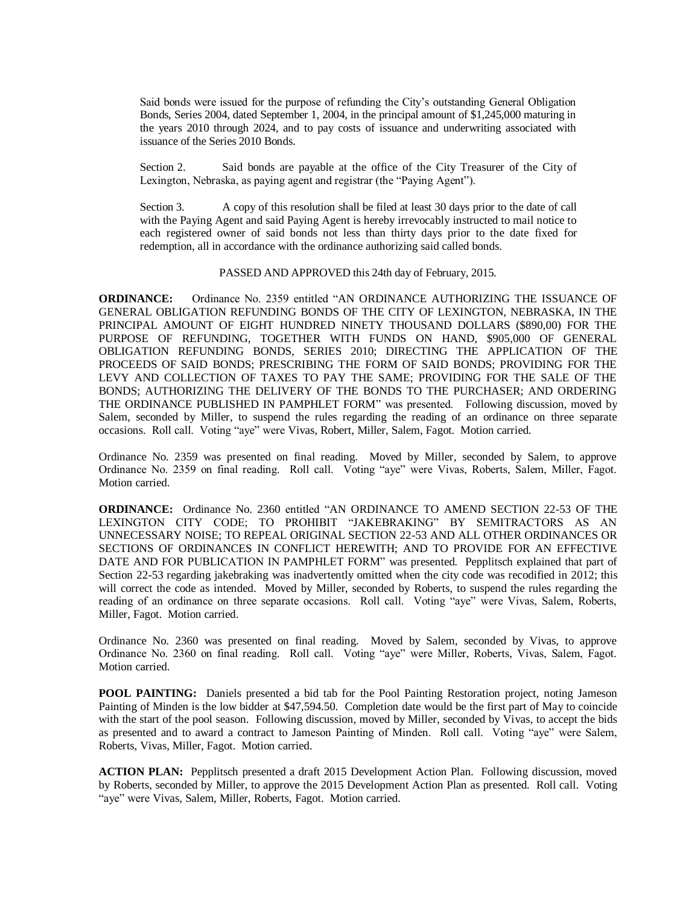Said bonds were issued for the purpose of refunding the City's outstanding General Obligation Bonds, Series 2004, dated September 1, 2004, in the principal amount of $1,245,000 maturing in the years 2010 through 2024, and to pay costs of issuance and underwriting associated with issuance of the Series 2010 Bonds.

Section 2. Said bonds are payable at the office of the City Treasurer of the City of Lexington, Nebraska, as paying agent and registrar (the "Paying Agent").

Section 3. A copy of this resolution shall be filed at least 30 days prior to the date of call with the Paying Agent and said Paying Agent is hereby irrevocably instructed to mail notice to each registered owner of said bonds not less than thirty days prior to the date fixed for redemption, all in accordance with the ordinance authorizing said called bonds.

PASSED AND APPROVED this 24th day of February, 2015.

**ORDINANCE:** Ordinance No. 2359 entitled "AN ORDINANCE AUTHORIZING THE ISSUANCE OF GENERAL OBLIGATION REFUNDING BONDS OF THE CITY OF LEXINGTON, NEBRASKA, IN THE PRINCIPAL AMOUNT OF EIGHT HUNDRED NINETY THOUSAND DOLLARS ($890,00) FOR THE PURPOSE OF REFUNDING, TOGETHER WITH FUNDS ON HAND, $905,000 OF GENERAL OBLIGATION REFUNDING BONDS, SERIES 2010; DIRECTING THE APPLICATION OF THE PROCEEDS OF SAID BONDS; PRESCRIBING THE FORM OF SAID BONDS; PROVIDING FOR THE LEVY AND COLLECTION OF TAXES TO PAY THE SAME; PROVIDING FOR THE SALE OF THE BONDS; AUTHORIZING THE DELIVERY OF THE BONDS TO THE PURCHASER; AND ORDERING THE ORDINANCE PUBLISHED IN PAMPHLET FORM" was presented. Following discussion, moved by Salem, seconded by Miller, to suspend the rules regarding the reading of an ordinance on three separate occasions. Roll call. Voting "aye" were Vivas, Robert, Miller, Salem, Fagot. Motion carried.

Ordinance No. 2359 was presented on final reading. Moved by Miller, seconded by Salem, to approve Ordinance No. 2359 on final reading. Roll call. Voting "aye" were Vivas, Roberts, Salem, Miller, Fagot. Motion carried.

**ORDINANCE:** Ordinance No. 2360 entitled "AN ORDINANCE TO AMEND SECTION 22-53 OF THE LEXINGTON CITY CODE; TO PROHIBIT "JAKEBRAKING" BY SEMITRACTORS AS AN UNNECESSARY NOISE; TO REPEAL ORIGINAL SECTION 22-53 AND ALL OTHER ORDINANCES OR SECTIONS OF ORDINANCES IN CONFLICT HEREWITH; AND TO PROVIDE FOR AN EFFECTIVE DATE AND FOR PUBLICATION IN PAMPHLET FORM" was presented. Pepplitsch explained that part of Section 22-53 regarding jakebraking was inadvertently omitted when the city code was recodified in 2012; this will correct the code as intended. Moved by Miller, seconded by Roberts, to suspend the rules regarding the reading of an ordinance on three separate occasions. Roll call. Voting "aye" were Vivas, Salem, Roberts, Miller, Fagot. Motion carried.

Ordinance No. 2360 was presented on final reading. Moved by Salem, seconded by Vivas, to approve Ordinance No. 2360 on final reading. Roll call. Voting "aye" were Miller, Roberts, Vivas, Salem, Fagot. Motion carried.

**POOL PAINTING:** Daniels presented a bid tab for the Pool Painting Restoration project, noting Jameson Painting of Minden is the low bidder at $47,594.50. Completion date would be the first part of May to coincide with the start of the pool season. Following discussion, moved by Miller, seconded by Vivas, to accept the bids as presented and to award a contract to Jameson Painting of Minden. Roll call. Voting "aye" were Salem, Roberts, Vivas, Miller, Fagot. Motion carried.

**ACTION PLAN:** Pepplitsch presented a draft 2015 Development Action Plan. Following discussion, moved by Roberts, seconded by Miller, to approve the 2015 Development Action Plan as presented. Roll call. Voting "aye" were Vivas, Salem, Miller, Roberts, Fagot. Motion carried.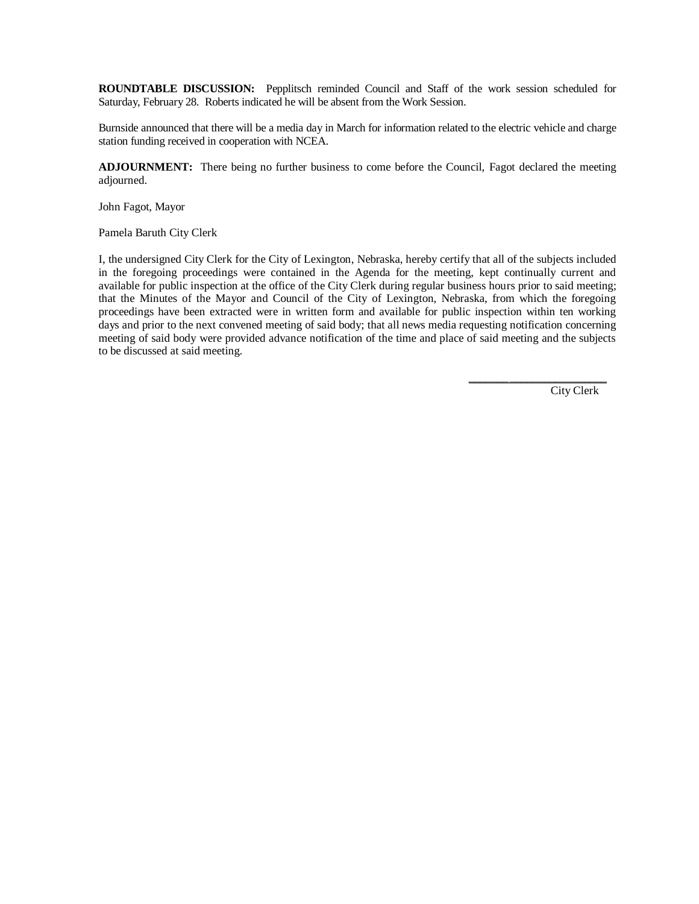**ROUNDTABLE DISCUSSION:** Pepplitsch reminded Council and Staff of the work session scheduled for Saturday, February 28. Roberts indicated he will be absent from the Work Session.

Burnside announced that there will be a media day in March for information related to the electric vehicle and charge station funding received in cooperation with NCEA.

**ADJOURNMENT:** There being no further business to come before the Council, Fagot declared the meeting adjourned.

John Fagot, Mayor

Pamela Baruth City Clerk

I, the undersigned City Clerk for the City of Lexington, Nebraska, hereby certify that all of the subjects included in the foregoing proceedings were contained in the Agenda for the meeting, kept continually current and available for public inspection at the office of the City Clerk during regular business hours prior to said meeting; that the Minutes of the Mayor and Council of the City of Lexington, Nebraska, from which the foregoing proceedings have been extracted were in written form and available for public inspection within ten working days and prior to the next convened meeting of said body; that all news media requesting notification concerning meeting of said body were provided advance notification of the time and place of said meeting and the subjects to be discussed at said meeting.

\_\_\_\_\_\_\_\_\_\_\_\_\_\_\_\_\_\_\_\_\_\_\_\_\_

City Clerk